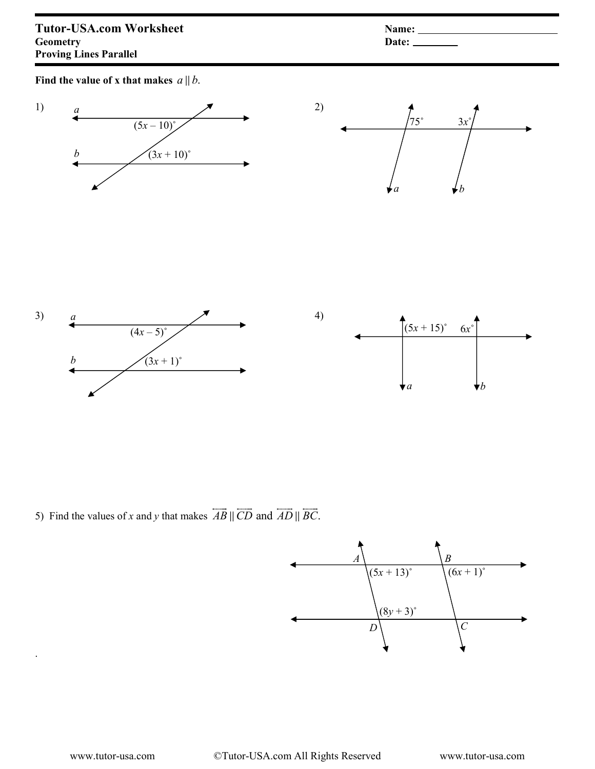**Tutor-USA.com Worksheet**
**Geometry**
**Proving Lines Parallel**

Name: ____________________
Date: ________

**Find the value of x that makes $a \parallel b$.**

1) $a$ $(5x - 10)^\circ$ $b$ $(3x + 10)^\circ$

2) $75^\circ$ $3x^\circ$ $a$ $b$

3) $a$ $(4x - 5)^\circ$ $b$ $(3x + 1)^\circ$

4) $(5x + 15)^\circ$ $6x^\circ$ $a$ $b$

5) Find the values of $x$ and $y$ that makes $\overleftrightarrow{AB} \parallel \overleftrightarrow{CD}$ and $\overleftrightarrow{AD} \parallel \overleftrightarrow{BC}$.

$A$ $B$ $(5x + 13)^\circ$ $(6x + 1)^\circ$ $(8y + 3)^\circ$ $D$ $C$

.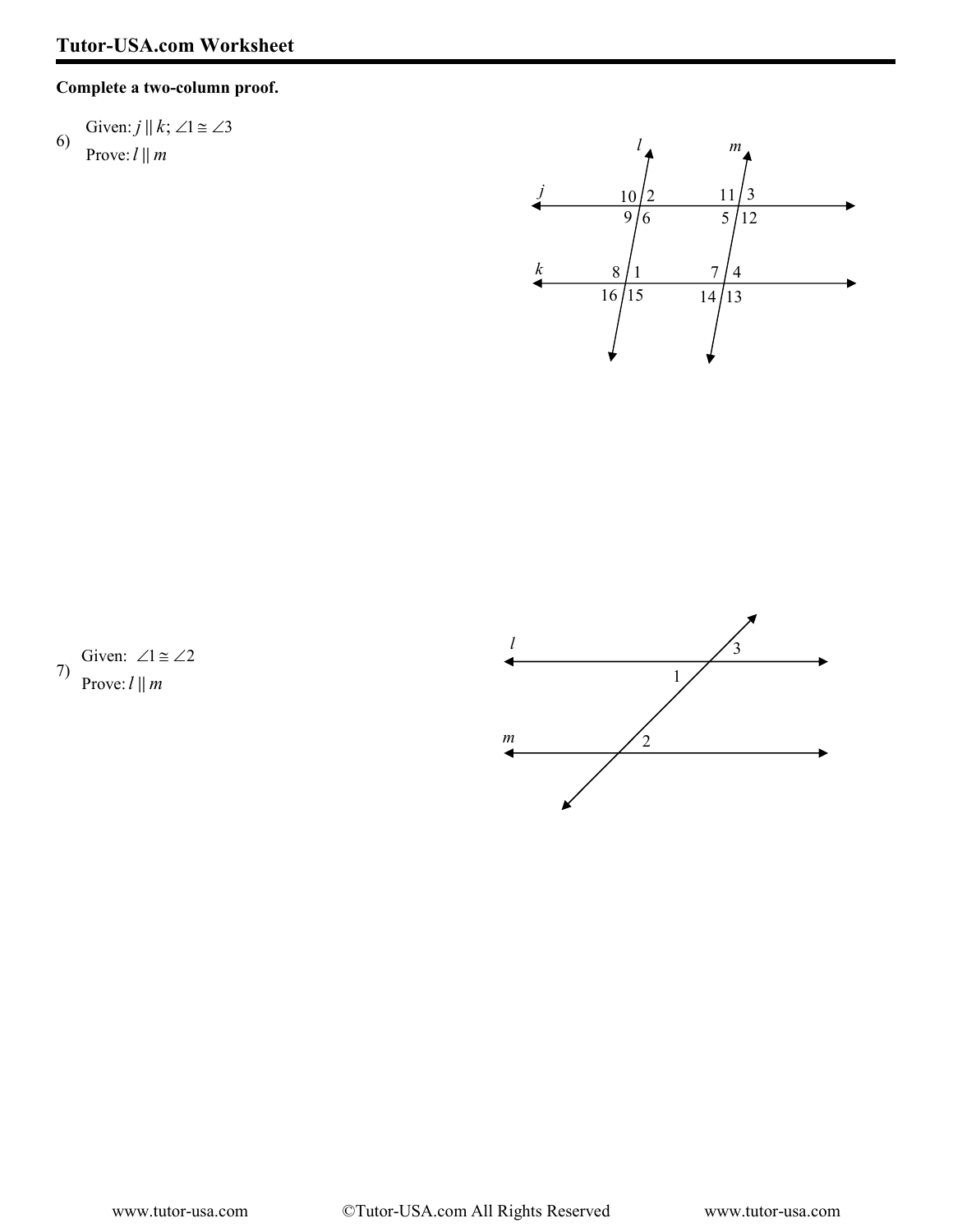**Complete a two-column proof.**

6) Given: $j \parallel k$; $\angle 1 \cong \angle 3$

Prove: $l \parallel m$

7) Given: $\angle 1 \cong \angle 2$

Prove: $l \parallel m$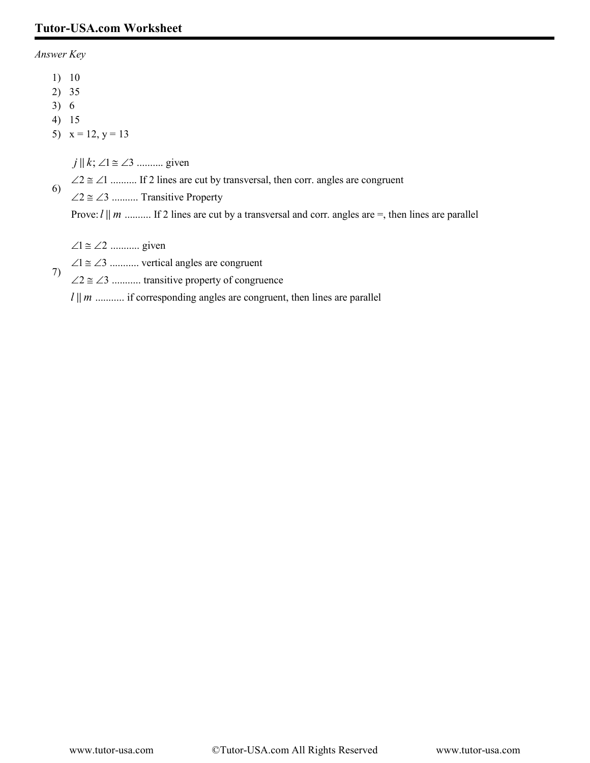*Answer Key*

1) 10
2) 35
3) 6
4) 15
5) x = 12, y = 13

6)
$j \parallel k; \angle 1 \cong \angle 3$ .......... given
$\angle 2 \cong \angle 1$ .......... If 2 lines are cut by transversal, then corr. angles are congruent
$\angle 2 \cong \angle 3$ .......... Transitive Property
Prove: $l \parallel m$ .......... If 2 lines are cut by a transversal and corr. angles are =, then lines are parallel

7)
$\angle 1 \cong \angle 2$ ........... given
$\angle 1 \cong \angle 3$ ........... vertical angles are congruent
$\angle 2 \cong \angle 3$ ........... transitive property of congruence
$l \parallel m$ ........... if corresponding angles are congruent, then lines are parallel